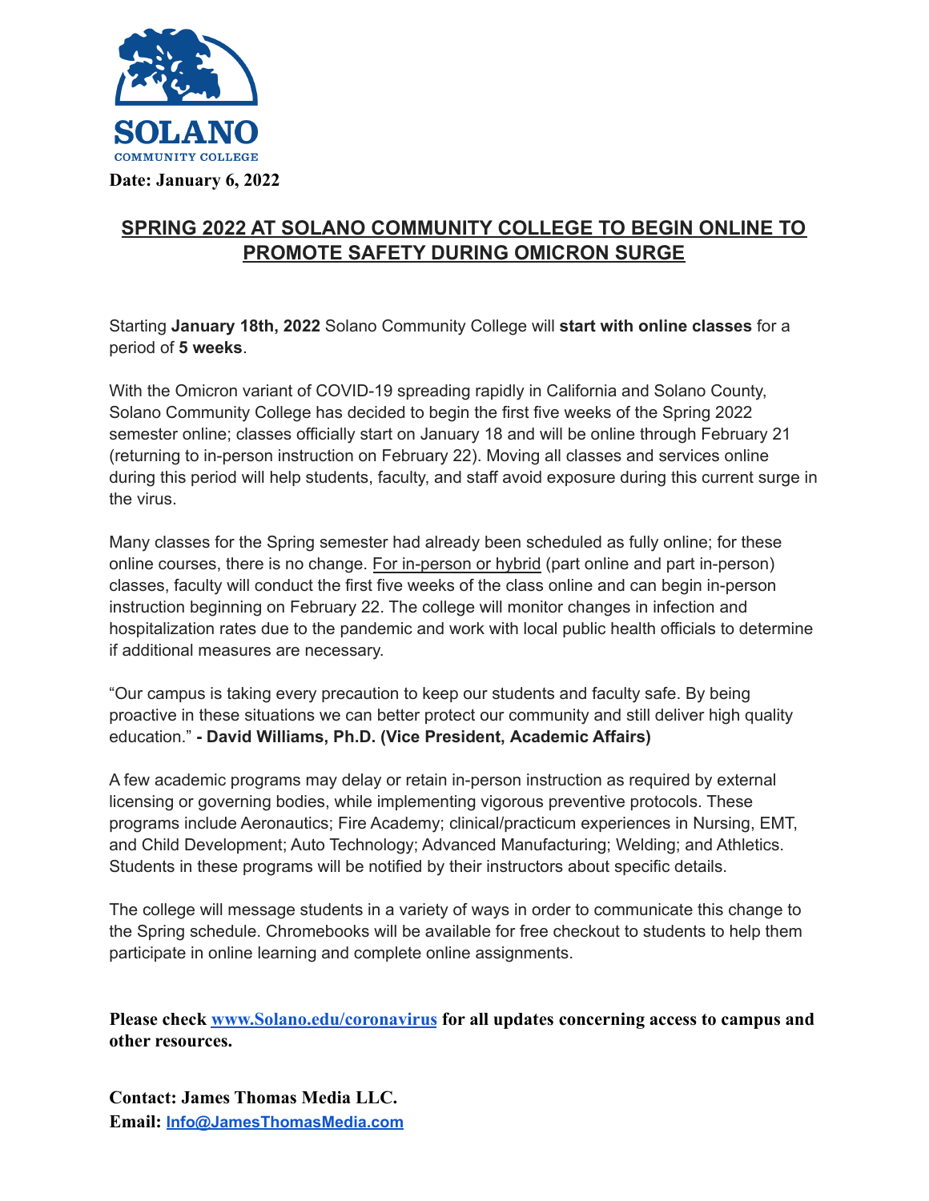**SOLANO**
COMMUNITY COLLEGE

**Date: January 6, 2022**

# SPRING 2022 AT SOLANO COMMUNITY COLLEGE TO BEGIN ONLINE TO PROMOTE SAFETY DURING OMICRON SURGE

Starting **January 18th, 2022** Solano Community College will **start with online classes** for a period of **5 weeks**.

With the Omicron variant of COVID-19 spreading rapidly in California and Solano County, Solano Community College has decided to begin the first five weeks of the Spring 2022 semester online; classes officially start on January 18 and will be online through February 21 (returning to in-person instruction on February 22). Moving all classes and services online during this period will help students, faculty, and staff avoid exposure during this current surge in the virus.

Many classes for the Spring semester had already been scheduled as fully online; for these online courses, there is no change. For in-person or hybrid (part online and part in-person) classes, faculty will conduct the first five weeks of the class online and can begin in-person instruction beginning on February 22. The college will monitor changes in infection and hospitalization rates due to the pandemic and work with local public health officials to determine if additional measures are necessary.

"Our campus is taking every precaution to keep our students and faculty safe. By being proactive in these situations we can better protect our community and still deliver high quality education." **- David Williams, Ph.D. (Vice President, Academic Affairs)**

A few academic programs may delay or retain in-person instruction as required by external licensing or governing bodies, while implementing vigorous preventive protocols. These programs include Aeronautics; Fire Academy; clinical/practicum experiences in Nursing, EMT, and Child Development; Auto Technology; Advanced Manufacturing; Welding; and Athletics. Students in these programs will be notified by their instructors about specific details.

The college will message students in a variety of ways in order to communicate this change to the Spring schedule. Chromebooks will be available for free checkout to students to help them participate in online learning and complete online assignments.

**Please check www.Solano.edu/coronavirus for all updates concerning access to campus and other resources.**

**Contact: James Thomas Media LLC.**
**Email: Info@JamesThomasMedia.com**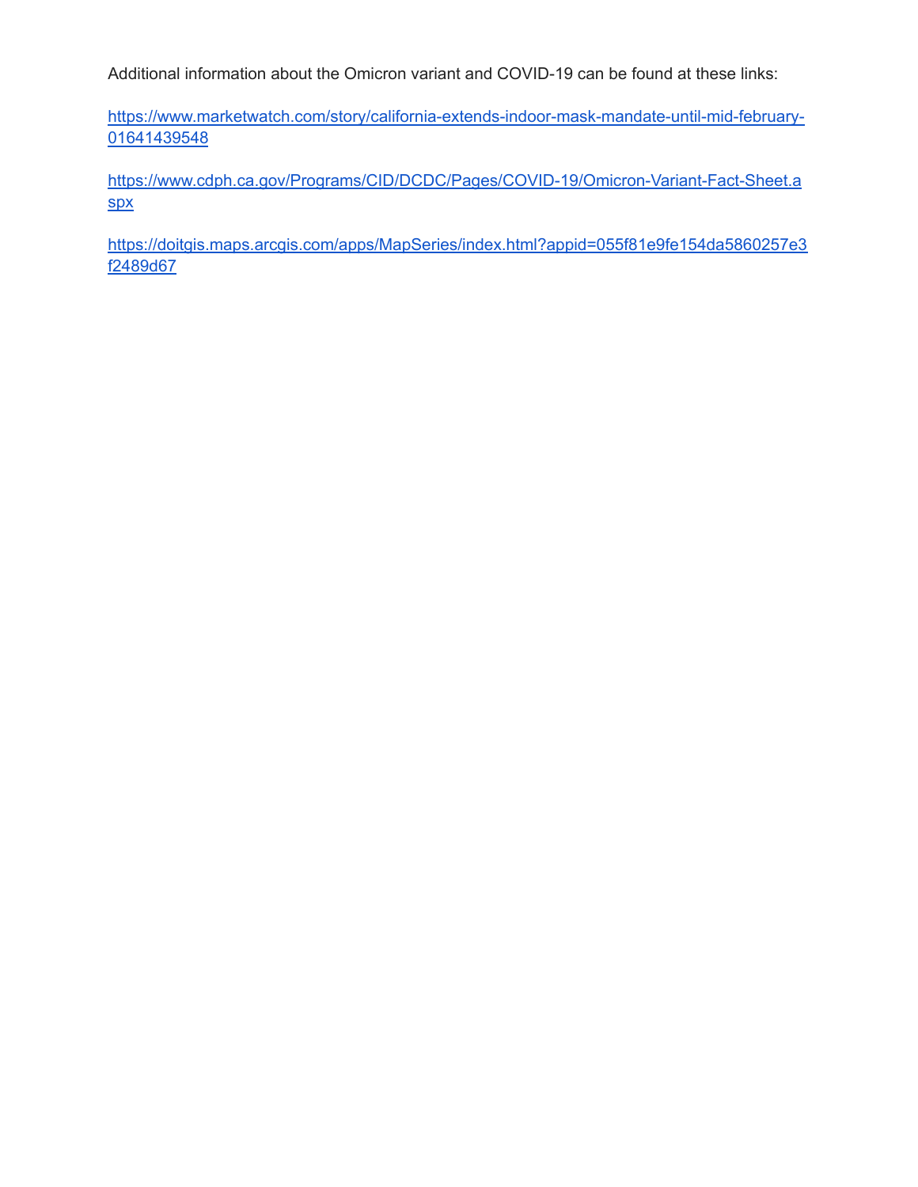Additional information about the Omicron variant and COVID-19 can be found at these links:

https://www.marketwatch.com/story/california-extends-indoor-mask-mandate-until-mid-february-01641439548

https://www.cdph.ca.gov/Programs/CID/DCDC/Pages/COVID-19/Omicron-Variant-Fact-Sheet.aspx

https://doitgis.maps.arcgis.com/apps/MapSeries/index.html?appid=055f81e9fe154da5860257e3f2489d67